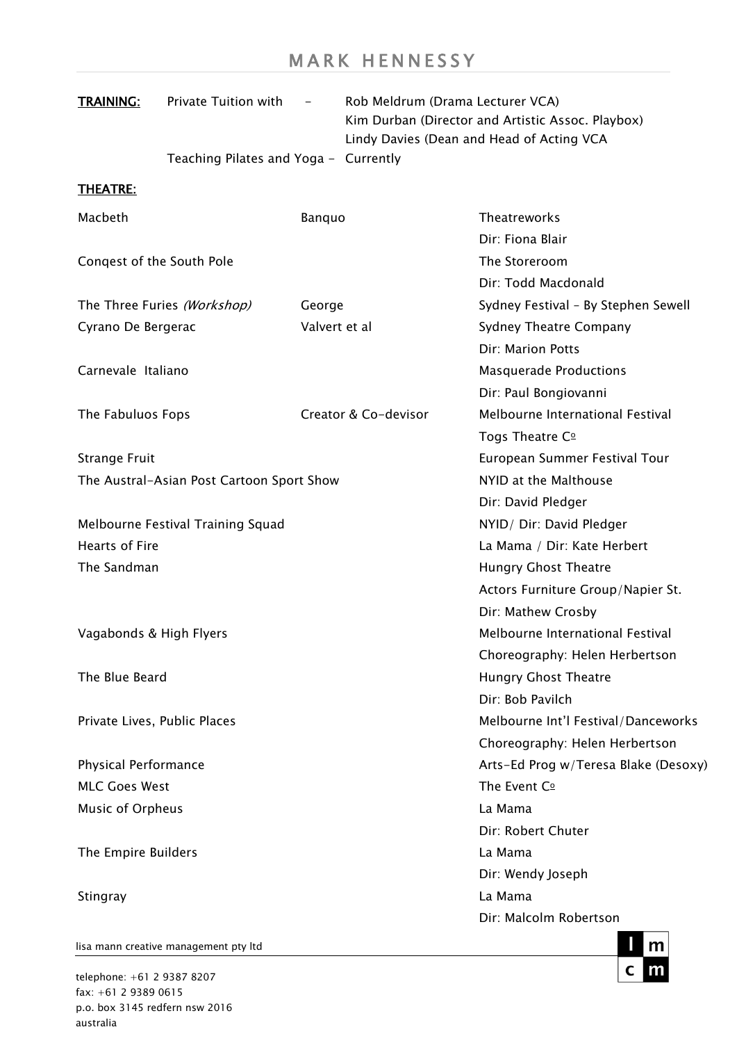# MARK HENNESSY

**TRAINING:**

Private Tuition with - Rob Meldrum (Drama Lecturer VCA)
Kim Durban (Director and Artistic Assoc. Playbox)
Lindy Davies (Dean and Head of Acting VCA

Teaching Pilates and Yoga - Currently

**THEATRE:**

| | | |
|---|---|---|
| Macbeth | Banquo | Theatreworks<br>Dir: Fiona Blair |
| Conqest of the South Pole | | The Storeroom<br>Dir: Todd Macdonald |
| The Three Furies *(Workshop)* | George | Sydney Festival – By Stephen Sewell |
| Cyrano De Bergerac | Valvert et al | Sydney Theatre Company<br>Dir: Marion Potts |
| Carnevale Italiano | | Masquerade Productions<br>Dir: Paul Bongiovanni |
| The Fabuluos Fops | Creator & Co-devisor | Melbourne International Festival<br>Togs Theatre Cº |
| Strange Fruit | | European Summer Festival Tour |
| The Austral-Asian Post Cartoon Sport Show | | NYID at the Malthouse<br>Dir: David Pledger |
| Melbourne Festival Training Squad | | NYID/ Dir: David Pledger |
| Hearts of Fire | | La Mama / Dir: Kate Herbert |
| The Sandman | | Hungry Ghost Theatre<br>Actors Furniture Group/Napier St.<br>Dir: Mathew Crosby |
| Vagabonds & High Flyers | | Melbourne International Festival<br>Choreography: Helen Herbertson |
| The Blue Beard | | Hungry Ghost Theatre<br>Dir: Bob Pavilch |
| Private Lives, Public Places | | Melbourne Int'l Festival/Danceworks<br>Choreography: Helen Herbertson |
| Physical Performance | | Arts-Ed Prog w/Teresa Blake (Desoxy) |
| MLC Goes West | | The Event Cº |
| Music of Orpheus | | La Mama<br>Dir: Robert Chuter |
| The Empire Builders | | La Mama<br>Dir: Wendy Joseph |
| Stingray | | La Mama<br>Dir: Malcolm Robertson |

lisa mann creative management pty ltd

telephone: +61 2 9387 8207
fax: +61 2 9389 0615
p.o. box 3145 redfern nsw 2016
australia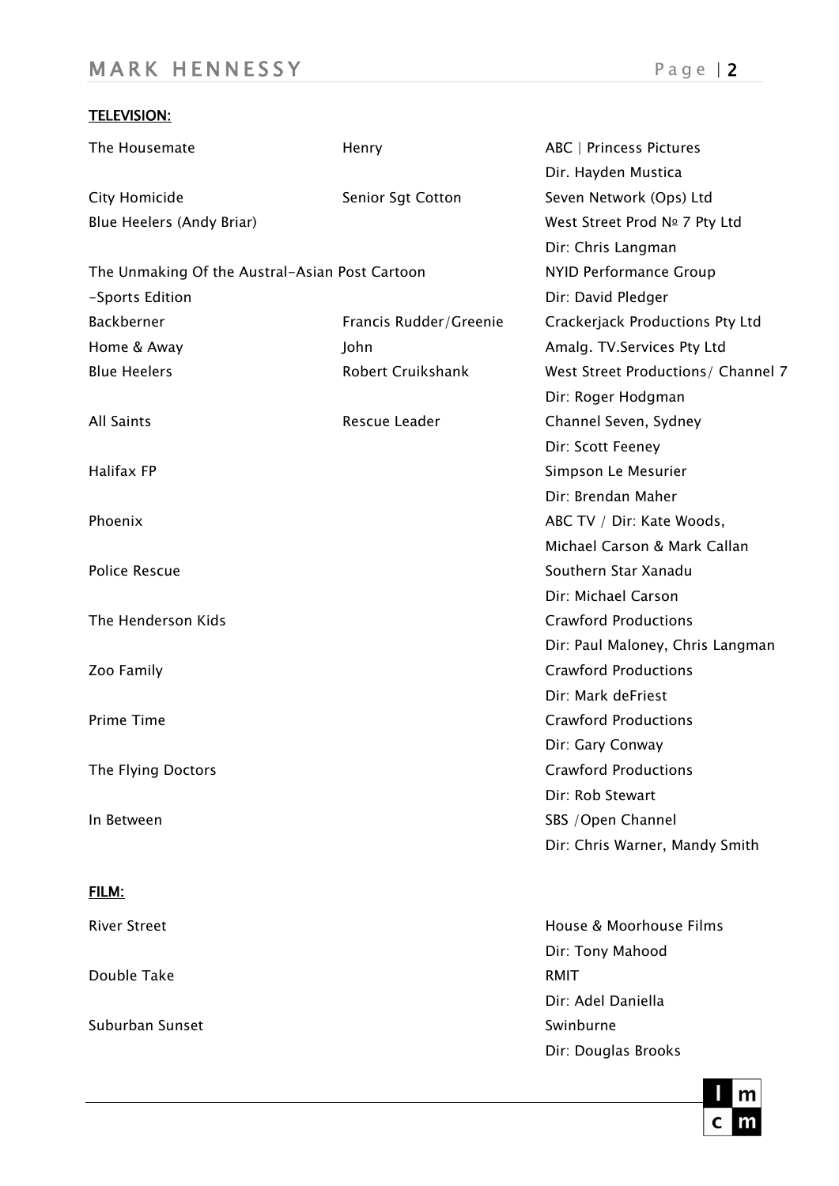**TELEVISION:**

| | | |
|---|---|---|
| The Housemate | Henry | ABC \| Princess Pictures<br>Dir. Hayden Mustica |
| City Homicide | Senior Sgt Cotton | Seven Network (Ops) Ltd |
| Blue Heelers (Andy Briar) | | West Street Prod № 7 Pty Ltd<br>Dir: Chris Langman |
| The Unmaking Of the Austral-Asian Post Cartoon -Sports Edition | | NYID Performance Group<br>Dir: David Pledger |
| Backberner | Francis Rudder/Greenie | Crackerjack Productions Pty Ltd |
| Home & Away | John | Amalg. TV.Services Pty Ltd |
| Blue Heelers | Robert Cruikshank | West Street Productions/ Channel 7<br>Dir: Roger Hodgman |
| All Saints | Rescue Leader | Channel Seven, Sydney<br>Dir: Scott Feeney |
| Halifax FP | | Simpson Le Mesurier<br>Dir: Brendan Maher |
| Phoenix | | ABC TV / Dir: Kate Woods, Michael Carson & Mark Callan |
| Police Rescue | | Southern Star Xanadu<br>Dir: Michael Carson |
| The Henderson Kids | | Crawford Productions<br>Dir: Paul Maloney, Chris Langman |
| Zoo Family | | Crawford Productions<br>Dir: Mark deFriest |
| Prime Time | | Crawford Productions<br>Dir: Gary Conway |
| The Flying Doctors | | Crawford Productions<br>Dir: Rob Stewart |
| In Between | | SBS /Open Channel<br>Dir: Chris Warner, Mandy Smith |

**FILM:**

| | | |
|---|---|---|
| River Street | | House & Moorhouse Films<br>Dir: Tony Mahood |
| Double Take | | RMIT<br>Dir: Adel Daniella |
| Suburban Sunset | | Swinburne<br>Dir: Douglas Brooks |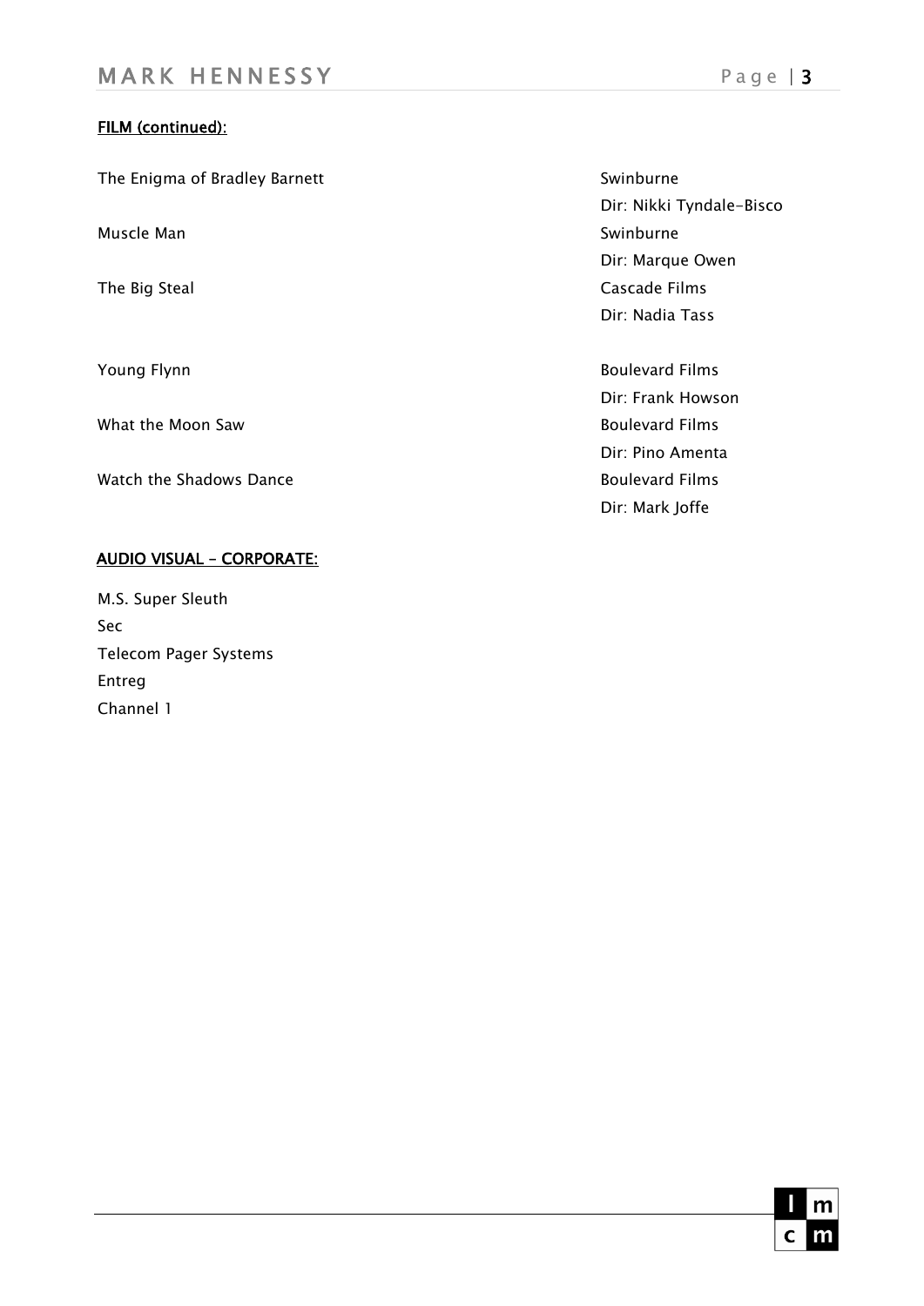**FILM (continued):**

| | |
|---|---|
| The Enigma of Bradley Barnett | Swinburne<br>Dir: Nikki Tyndale-Bisco |
| Muscle Man | Swinburne<br>Dir: Marque Owen |
| The Big Steal | Cascade Films<br>Dir: Nadia Tass |
| Young Flynn | Boulevard Films<br>Dir: Frank Howson |
| What the Moon Saw | Boulevard Films<br>Dir: Pino Amenta |
| Watch the Shadows Dance | Boulevard Films<br>Dir: Mark Joffe |

**AUDIO VISUAL - CORPORATE:**

M.S. Super Sleuth
Sec
Telecom Pager Systems
Entreg
Channel 1